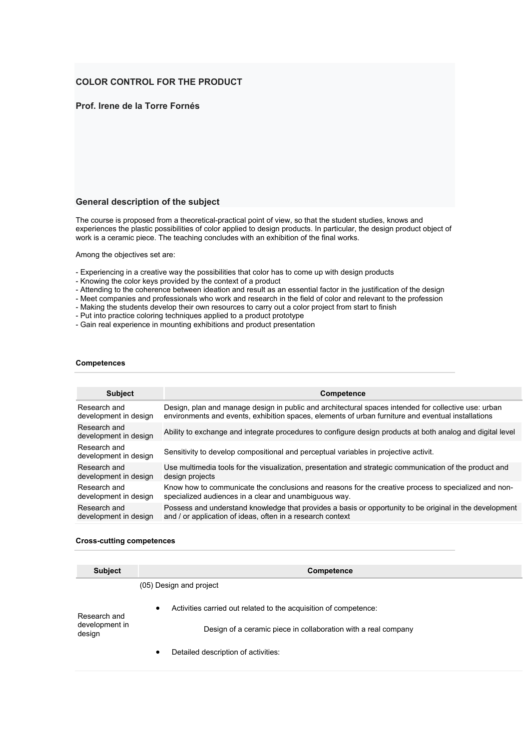# COLOR CONTROL FOR THE PRODUCT

**Prof. Irene de la Torre Fornés**

## General description of the subject

The course is proposed from a theoretical-practical point of view, so that the student studies, knows and experiences the plastic possibilities of color applied to design products. In particular, the design product object of work is a ceramic piece. The teaching concludes with an exhibition of the final works.

Among the objectives set are:

- Experiencing in a creative way the possibilities that color has to come up with design products
- Knowing the color keys provided by the context of a product
- Attending to the coherence between ideation and result as an essential factor in the justification of the design
- Meet companies and professionals who work and research in the field of color and relevant to the profession
- Making the students develop their own resources to carry out a color project from start to finish
- Put into practice coloring techniques applied to a product prototype
- Gain real experience in mounting exhibitions and product presentation

### Competences

| Subject | Competence |
|---|---|
| Research and development in design | Design, plan and manage design in public and architectural spaces intended for collective use: urban environments and events, exhibition spaces, elements of urban furniture and eventual installations |
| Research and development in design | Ability to exchange and integrate procedures to configure design products at both analog and digital level |
| Research and development in design | Sensitivity to develop compositional and perceptual variables in projective activit. |
| Research and development in design | Use multimedia tools for the visualization, presentation and strategic communication of the product and design projects |
| Research and development in design | Know how to communicate the conclusions and reasons for the creative process to specialized and non-specialized audiences in a clear and unambiguous way. |
| Research and development in design | Possess and understand knowledge that provides a basis or opportunity to be original in the development and / or application of ideas, often in a research context |

### Cross-cutting competences

| Subject | Competence |
|---|---|
| Research and development in design | (05) Design and project<br><br>• Activities carried out related to the acquisition of competence:<br><br>Design of a ceramic piece in collaboration with a real company<br><br>• Detailed description of activities: |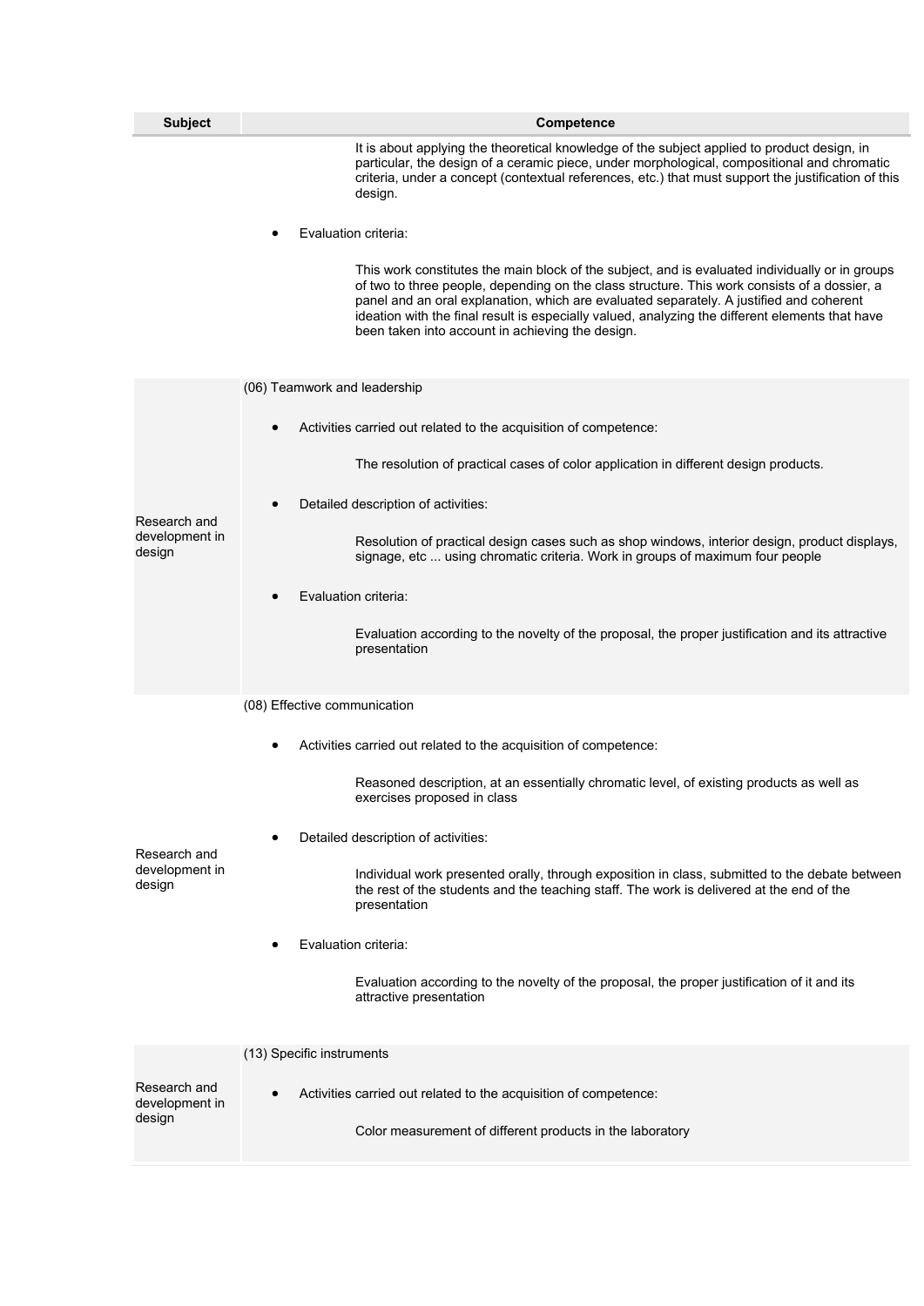| Subject | Competence |
| --- | --- |
| | It is about applying the theoretical knowledge of the subject applied to product design, in particular, the design of a ceramic piece, under morphological, compositional and chromatic criteria, under a concept (contextual references, etc.) that must support the justification of this design.<br><br>• Evaluation criteria:<br><br>This work constitutes the main block of the subject, and is evaluated individually or in groups of two to three people, depending on the class structure. This work consists of a dossier, a panel and an oral explanation, which are evaluated separately. A justified and coherent ideation with the final result is especially valued, analyzing the different elements that have been taken into account in achieving the design. |
| Research and development in design | (06) Teamwork and leadership<br><br>• Activities carried out related to the acquisition of competence:<br><br>The resolution of practical cases of color application in different design products.<br><br>• Detailed description of activities:<br><br>Resolution of practical design cases such as shop windows, interior design, product displays, signage, etc ... using chromatic criteria. Work in groups of maximum four people<br><br>• Evaluation criteria:<br><br>Evaluation according to the novelty of the proposal, the proper justification and its attractive presentation |
| Research and development in design | (08) Effective communication<br><br>• Activities carried out related to the acquisition of competence:<br><br>Reasoned description, at an essentially chromatic level, of existing products as well as exercises proposed in class<br><br>• Detailed description of activities:<br><br>Individual work presented orally, through exposition in class, submitted to the debate between the rest of the students and the teaching staff. The work is delivered at the end of the presentation<br><br>• Evaluation criteria:<br><br>Evaluation according to the novelty of the proposal, the proper justification of it and its attractive presentation |
| Research and development in design | (13) Specific instruments<br><br>• Activities carried out related to the acquisition of competence:<br><br>Color measurement of different products in the laboratory |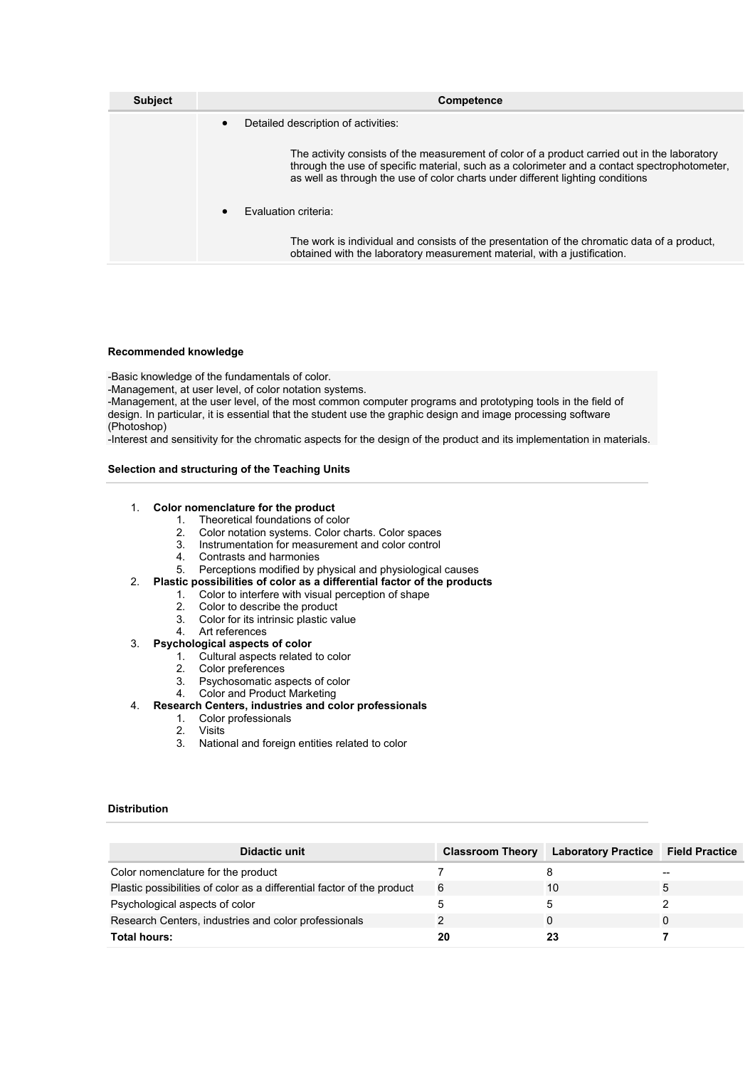| Subject | Competence |
|---|---|
| | • Detailed description of activities:<br><br>The activity consists of the measurement of color of a product carried out in the laboratory through the use of specific material, such as a colorimeter and a contact spectrophotometer, as well as through the use of color charts under different lighting conditions<br><br>• Evaluation criteria:<br><br>The work is individual and consists of the presentation of the chromatic data of a product, obtained with the laboratory measurement material, with a justification. |

**Recommended knowledge**

-Basic knowledge of the fundamentals of color.
-Management, at user level, of color notation systems.
-Management, at the user level, of the most common computer programs and prototyping tools in the field of design. In particular, it is essential that the student use the graphic design and image processing software (Photoshop)
-Interest and sensitivity for the chromatic aspects for the design of the product and its implementation in materials.

**Selection and structuring of the Teaching Units**

1. **Color nomenclature for the product**
    1. Theoretical foundations of color
    2. Color notation systems. Color charts. Color spaces
    3. Instrumentation for measurement and color control
    4. Contrasts and harmonies
    5. Perceptions modified by physical and physiological causes
2. **Plastic possibilities of color as a differential factor of the products**
    1. Color to interfere with visual perception of shape
    2. Color to describe the product
    3. Color for its intrinsic plastic value
    4. Art references
3. **Psychological aspects of color**
    1. Cultural aspects related to color
    2. Color preferences
    3. Psychosomatic aspects of color
    4. Color and Product Marketing
4. **Research Centers, industries and color professionals**
    1. Color professionals
    2. Visits
    3. National and foreign entities related to color

**Distribution**

| Didactic unit | Classroom Theory | Laboratory Practice | Field Practice |
|---|---|---|---|
| Color nomenclature for the product | 7 | 8 | -- |
| Plastic possibilities of color as a differential factor of the product | 6 | 10 | 5 |
| Psychological aspects of color | 5 | 5 | 2 |
| Research Centers, industries and color professionals | 2 | 0 | 0 |
| **Total hours:** | **20** | **23** | **7** |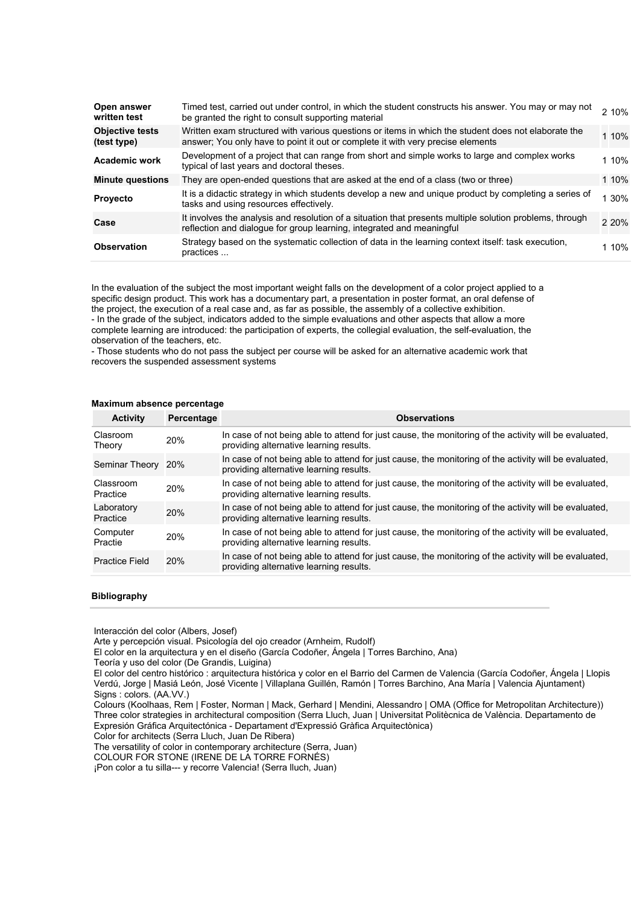| | | | |
|---|---|---|---|
| **Open answer written test** | Timed test, carried out under control, in which the student constructs his answer. You may or may not be granted the right to consult supporting material | 2 | 10% |
| **Objective tests (test type)** | Written exam structured with various questions or items in which the student does not elaborate the answer; You only have to point it out or complete it with very precise elements | 1 | 10% |
| **Academic work** | Development of a project that can range from short and simple works to large and complex works typical of last years and doctoral theses. | 1 | 10% |
| **Minute questions** | They are open-ended questions that are asked at the end of a class (two or three) | 1 | 10% |
| **Proyecto** | It is a didactic strategy in which students develop a new and unique product by completing a series of tasks and using resources effectively. | 1 | 30% |
| **Case** | It involves the analysis and resolution of a situation that presents multiple solution problems, through reflection and dialogue for group learning, integrated and meaningful | 2 | 20% |
| **Observation** | Strategy based on the systematic collection of data in the learning context itself: task execution, practices ... | 1 | 10% |

In the evaluation of the subject the most important weight falls on the development of a color project applied to a specific design product. This work has a documentary part, a presentation in poster format, an oral defense of the project, the execution of a real case and, as far as possible, the assembly of a collective exhibition.
- In the grade of the subject, indicators added to the simple evaluations and other aspects that allow a more complete learning are introduced: the participation of experts, the collegial evaluation, the self-evaluation, the observation of the teachers, etc.
- Those students who do not pass the subject per course will be asked for an alternative academic work that recovers the suspended assessment systems

#### Maximum absence percentage

| Activity | Percentage | Observations |
|---|---|---|
| Clasroom Theory | 20% | In case of not being able to attend for just cause, the monitoring of the activity will be evaluated, providing alternative learning results. |
| Seminar Theory | 20% | In case of not being able to attend for just cause, the monitoring of the activity will be evaluated, providing alternative learning results. |
| Classroom Practice | 20% | In case of not being able to attend for just cause, the monitoring of the activity will be evaluated, providing alternative learning results. |
| Laboratory Practice | 20% | In case of not being able to attend for just cause, the monitoring of the activity will be evaluated, providing alternative learning results. |
| Computer Practie | 20% | In case of not being able to attend for just cause, the monitoring of the activity will be evaluated, providing alternative learning results. |
| Practice Field | 20% | In case of not being able to attend for just cause, the monitoring of the activity will be evaluated, providing alternative learning results. |

#### Bibliography

Interacción del color (Albers, Josef)
Arte y percepción visual. Psicología del ojo creador (Arnheim, Rudolf)
El color en la arquitectura y en el diseño (García Codoñer, Ángela | Torres Barchino, Ana)
Teoría y uso del color (De Grandis, Luigina)
El color del centro histórico : arquitectura histórica y color en el Barrio del Carmen de Valencia (García Codoñer, Ángela | Llopis Verdú, Jorge | Masiá León, José Vicente | Villaplana Guillén, Ramón | Torres Barchino, Ana María | Valencia Ajuntament)
Signs : colors. (AA.VV.)
Colours (Koolhaas, Rem | Foster, Norman | Mack, Gerhard | Mendini, Alessandro | OMA (Office for Metropolitan Architecture))
Three color strategies in architectural composition (Serra Lluch, Juan | Universitat Politècnica de València. Departamento de Expresión Gráfica Arquitectónica - Departament d'Expressió Gràfica Arquitectònica)
Color for architects (Serra Lluch, Juan De Ribera)
The versatility of color in contemporary architecture (Serra, Juan)
COLOUR FOR STONE (IRENE DE LA TORRE FORNÉS)
¡Pon color a tu silla--- y recorre Valencia! (Serra lluch, Juan)